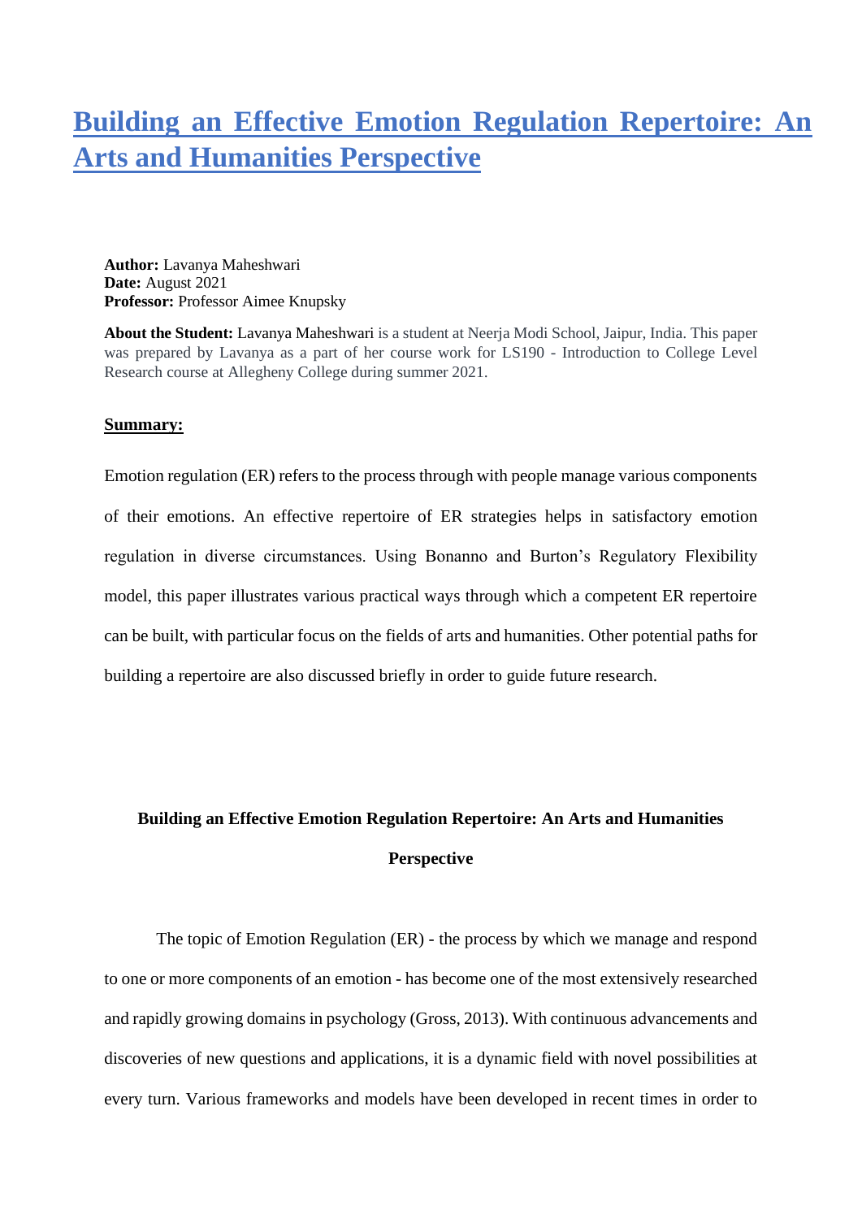# Building an Effective Emotion Regulation Repertoire: An Arts and Humanities Perspective

**Author:** Lavanya Maheshwari
**Date:** August 2021
**Professor:** Professor Aimee Knupsky

**About the Student:** Lavanya Maheshwari is a student at Neerja Modi School, Jaipur, India. This paper was prepared by Lavanya as a part of her course work for LS190 - Introduction to College Level Research course at Allegheny College during summer 2021.

**Summary:**

Emotion regulation (ER) refers to the process through with people manage various components of their emotions. An effective repertoire of ER strategies helps in satisfactory emotion regulation in diverse circumstances. Using Bonanno and Burton's Regulatory Flexibility model, this paper illustrates various practical ways through which a competent ER repertoire can be built, with particular focus on the fields of arts and humanities. Other potential paths for building a repertoire are also discussed briefly in order to guide future research.

## Building an Effective Emotion Regulation Repertoire: An Arts and Humanities Perspective

The topic of Emotion Regulation (ER) - the process by which we manage and respond to one or more components of an emotion - has become one of the most extensively researched and rapidly growing domains in psychology (Gross, 2013). With continuous advancements and discoveries of new questions and applications, it is a dynamic field with novel possibilities at every turn. Various frameworks and models have been developed in recent times in order to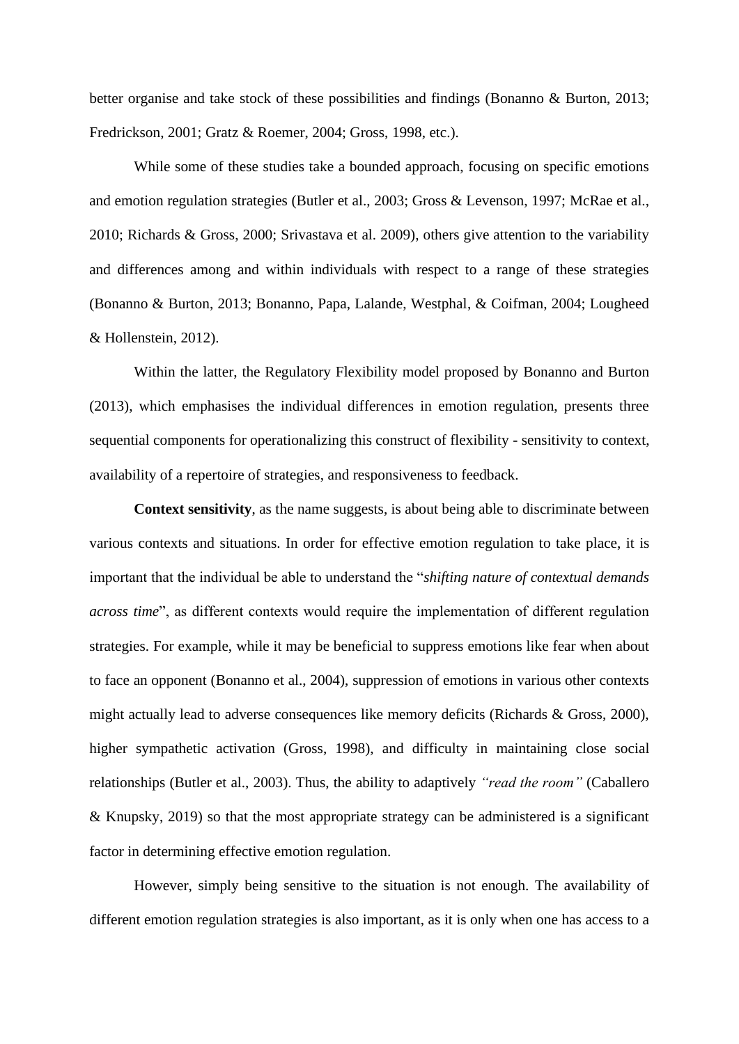better organise and take stock of these possibilities and findings (Bonanno & Burton, 2013; Fredrickson, 2001; Gratz & Roemer, 2004; Gross, 1998, etc.).

While some of these studies take a bounded approach, focusing on specific emotions and emotion regulation strategies (Butler et al., 2003; Gross & Levenson, 1997; McRae et al., 2010; Richards & Gross, 2000; Srivastava et al. 2009), others give attention to the variability and differences among and within individuals with respect to a range of these strategies (Bonanno & Burton, 2013; Bonanno, Papa, Lalande, Westphal, & Coifman, 2004; Lougheed & Hollenstein, 2012).

Within the latter, the Regulatory Flexibility model proposed by Bonanno and Burton (2013), which emphasises the individual differences in emotion regulation, presents three sequential components for operationalizing this construct of flexibility - sensitivity to context, availability of a repertoire of strategies, and responsiveness to feedback.

**Context sensitivity**, as the name suggests, is about being able to discriminate between various contexts and situations. In order for effective emotion regulation to take place, it is important that the individual be able to understand the "*shifting nature of contextual demands across time*", as different contexts would require the implementation of different regulation strategies. For example, while it may be beneficial to suppress emotions like fear when about to face an opponent (Bonanno et al., 2004), suppression of emotions in various other contexts might actually lead to adverse consequences like memory deficits (Richards & Gross, 2000), higher sympathetic activation (Gross, 1998), and difficulty in maintaining close social relationships (Butler et al., 2003). Thus, the ability to adaptively *"read the room"* (Caballero & Knupsky, 2019) so that the most appropriate strategy can be administered is a significant factor in determining effective emotion regulation.

However, simply being sensitive to the situation is not enough. The availability of different emotion regulation strategies is also important, as it is only when one has access to a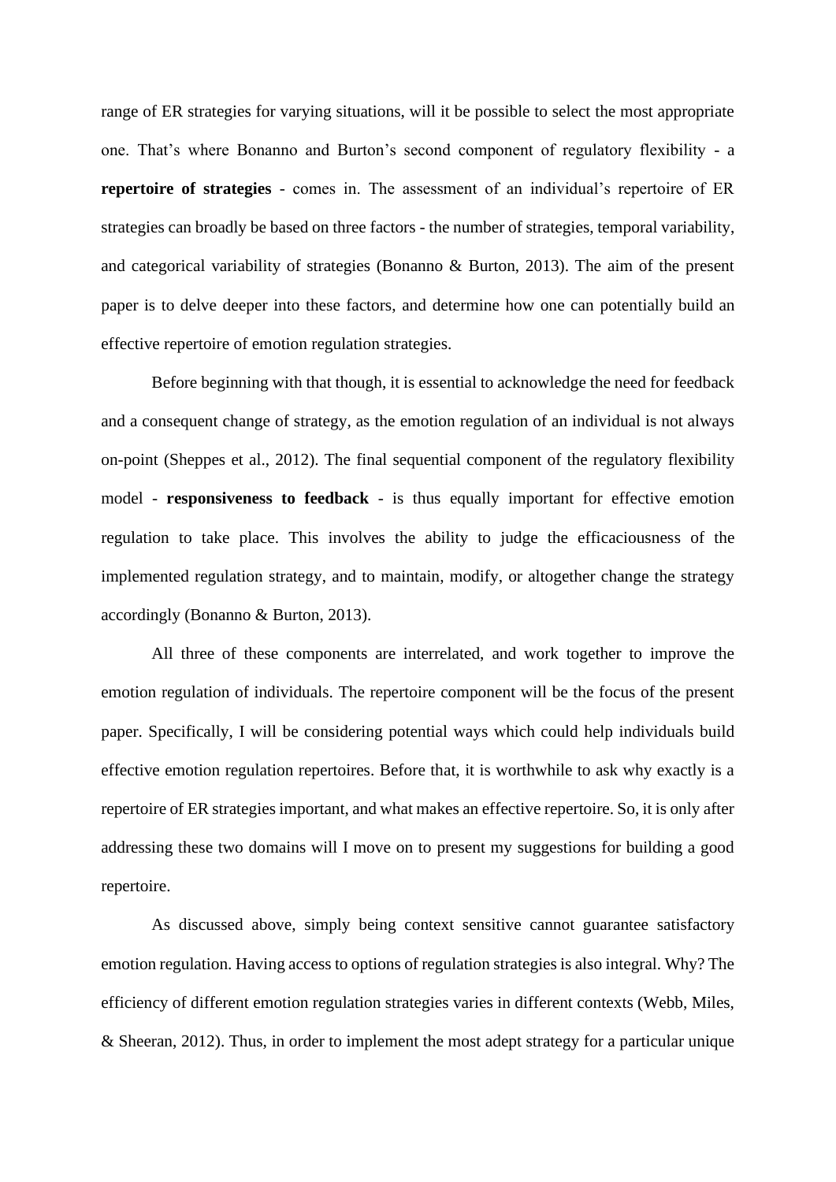range of ER strategies for varying situations, will it be possible to select the most appropriate one. That's where Bonanno and Burton's second component of regulatory flexibility - a **repertoire of strategies** - comes in. The assessment of an individual's repertoire of ER strategies can broadly be based on three factors - the number of strategies, temporal variability, and categorical variability of strategies (Bonanno & Burton, 2013). The aim of the present paper is to delve deeper into these factors, and determine how one can potentially build an effective repertoire of emotion regulation strategies.

Before beginning with that though, it is essential to acknowledge the need for feedback and a consequent change of strategy, as the emotion regulation of an individual is not always on-point (Sheppes et al., 2012). The final sequential component of the regulatory flexibility model - **responsiveness to feedback** - is thus equally important for effective emotion regulation to take place. This involves the ability to judge the efficaciousness of the implemented regulation strategy, and to maintain, modify, or altogether change the strategy accordingly (Bonanno & Burton, 2013).

All three of these components are interrelated, and work together to improve the emotion regulation of individuals. The repertoire component will be the focus of the present paper. Specifically, I will be considering potential ways which could help individuals build effective emotion regulation repertoires. Before that, it is worthwhile to ask why exactly is a repertoire of ER strategies important, and what makes an effective repertoire. So, it is only after addressing these two domains will I move on to present my suggestions for building a good repertoire.

As discussed above, simply being context sensitive cannot guarantee satisfactory emotion regulation. Having access to options of regulation strategies is also integral. Why? The efficiency of different emotion regulation strategies varies in different contexts (Webb, Miles, & Sheeran, 2012). Thus, in order to implement the most adept strategy for a particular unique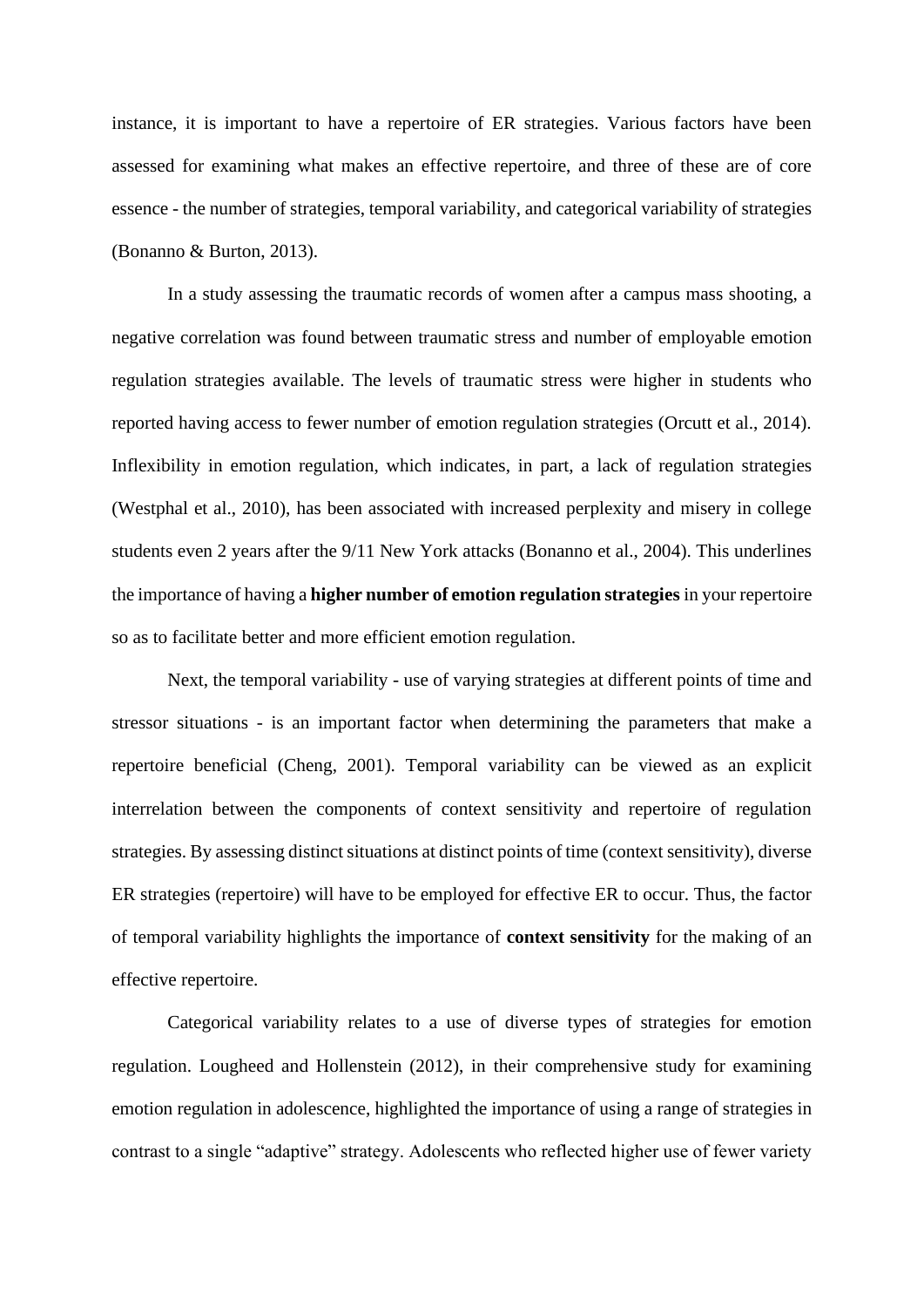instance, it is important to have a repertoire of ER strategies. Various factors have been assessed for examining what makes an effective repertoire, and three of these are of core essence - the number of strategies, temporal variability, and categorical variability of strategies (Bonanno & Burton, 2013).

In a study assessing the traumatic records of women after a campus mass shooting, a negative correlation was found between traumatic stress and number of employable emotion regulation strategies available. The levels of traumatic stress were higher in students who reported having access to fewer number of emotion regulation strategies (Orcutt et al., 2014). Inflexibility in emotion regulation, which indicates, in part, a lack of regulation strategies (Westphal et al., 2010), has been associated with increased perplexity and misery in college students even 2 years after the 9/11 New York attacks (Bonanno et al., 2004). This underlines the importance of having a **higher number of emotion regulation strategies** in your repertoire so as to facilitate better and more efficient emotion regulation.

Next, the temporal variability - use of varying strategies at different points of time and stressor situations - is an important factor when determining the parameters that make a repertoire beneficial (Cheng, 2001). Temporal variability can be viewed as an explicit interrelation between the components of context sensitivity and repertoire of regulation strategies. By assessing distinct situations at distinct points of time (context sensitivity), diverse ER strategies (repertoire) will have to be employed for effective ER to occur. Thus, the factor of temporal variability highlights the importance of **context sensitivity** for the making of an effective repertoire.

Categorical variability relates to a use of diverse types of strategies for emotion regulation. Lougheed and Hollenstein (2012), in their comprehensive study for examining emotion regulation in adolescence, highlighted the importance of using a range of strategies in contrast to a single "adaptive" strategy. Adolescents who reflected higher use of fewer variety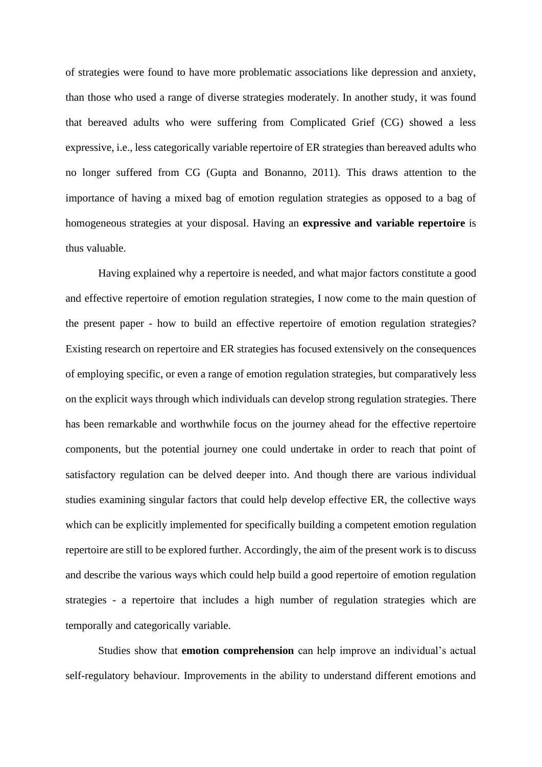of strategies were found to have more problematic associations like depression and anxiety, than those who used a range of diverse strategies moderately. In another study, it was found that bereaved adults who were suffering from Complicated Grief (CG) showed a less expressive, i.e., less categorically variable repertoire of ER strategies than bereaved adults who no longer suffered from CG (Gupta and Bonanno, 2011). This draws attention to the importance of having a mixed bag of emotion regulation strategies as opposed to a bag of homogeneous strategies at your disposal. Having an **expressive and variable repertoire** is thus valuable.

Having explained why a repertoire is needed, and what major factors constitute a good and effective repertoire of emotion regulation strategies, I now come to the main question of the present paper - how to build an effective repertoire of emotion regulation strategies? Existing research on repertoire and ER strategies has focused extensively on the consequences of employing specific, or even a range of emotion regulation strategies, but comparatively less on the explicit ways through which individuals can develop strong regulation strategies. There has been remarkable and worthwhile focus on the journey ahead for the effective repertoire components, but the potential journey one could undertake in order to reach that point of satisfactory regulation can be delved deeper into. And though there are various individual studies examining singular factors that could help develop effective ER, the collective ways which can be explicitly implemented for specifically building a competent emotion regulation repertoire are still to be explored further. Accordingly, the aim of the present work is to discuss and describe the various ways which could help build a good repertoire of emotion regulation strategies - a repertoire that includes a high number of regulation strategies which are temporally and categorically variable.

Studies show that **emotion comprehension** can help improve an individual's actual self-regulatory behaviour. Improvements in the ability to understand different emotions and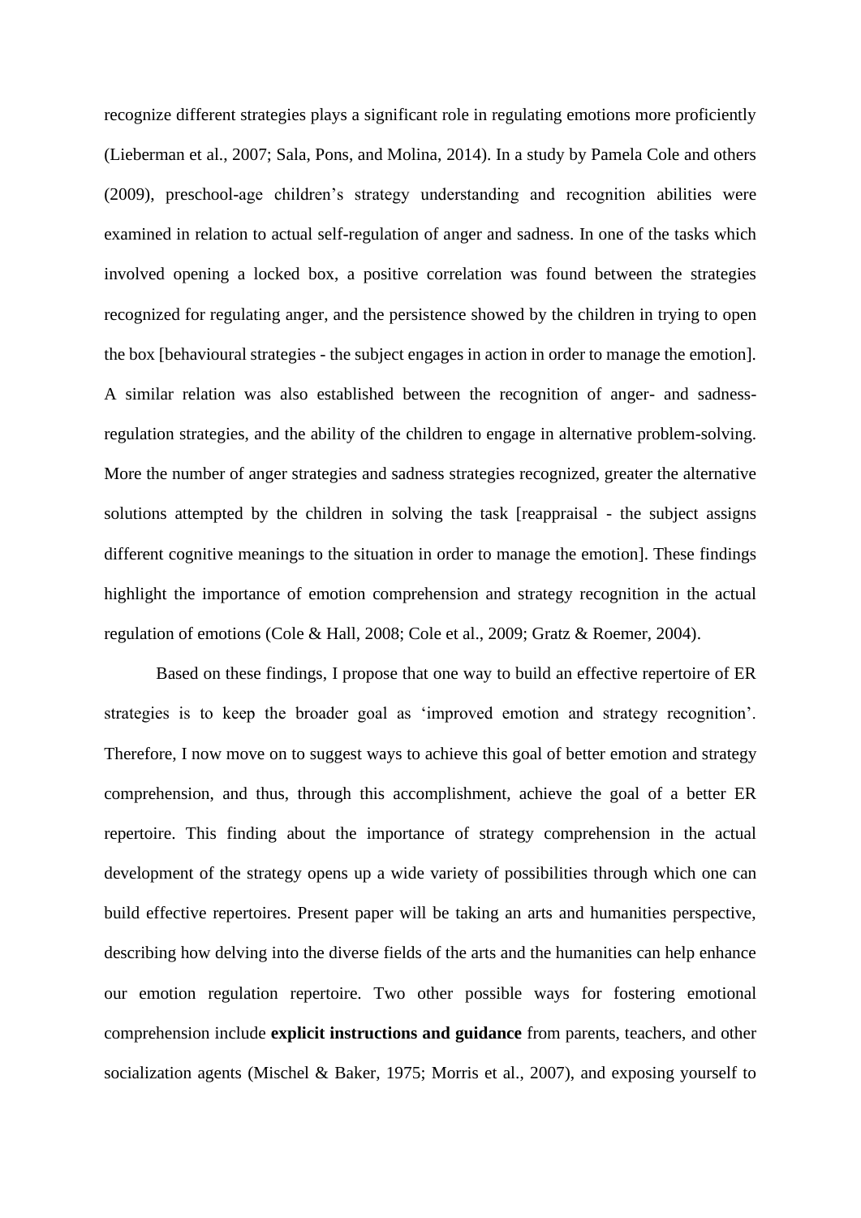recognize different strategies plays a significant role in regulating emotions more proficiently (Lieberman et al., 2007; Sala, Pons, and Molina, 2014). In a study by Pamela Cole and others (2009), preschool-age children's strategy understanding and recognition abilities were examined in relation to actual self-regulation of anger and sadness. In one of the tasks which involved opening a locked box, a positive correlation was found between the strategies recognized for regulating anger, and the persistence showed by the children in trying to open the box [behavioural strategies - the subject engages in action in order to manage the emotion]. A similar relation was also established between the recognition of anger- and sadness-regulation strategies, and the ability of the children to engage in alternative problem-solving. More the number of anger strategies and sadness strategies recognized, greater the alternative solutions attempted by the children in solving the task [reappraisal - the subject assigns different cognitive meanings to the situation in order to manage the emotion]. These findings highlight the importance of emotion comprehension and strategy recognition in the actual regulation of emotions (Cole & Hall, 2008; Cole et al., 2009; Gratz & Roemer, 2004).

Based on these findings, I propose that one way to build an effective repertoire of ER strategies is to keep the broader goal as 'improved emotion and strategy recognition'. Therefore, I now move on to suggest ways to achieve this goal of better emotion and strategy comprehension, and thus, through this accomplishment, achieve the goal of a better ER repertoire. This finding about the importance of strategy comprehension in the actual development of the strategy opens up a wide variety of possibilities through which one can build effective repertoires. Present paper will be taking an arts and humanities perspective, describing how delving into the diverse fields of the arts and the humanities can help enhance our emotion regulation repertoire. Two other possible ways for fostering emotional comprehension include **explicit instructions and guidance** from parents, teachers, and other socialization agents (Mischel & Baker, 1975; Morris et al., 2007), and exposing yourself to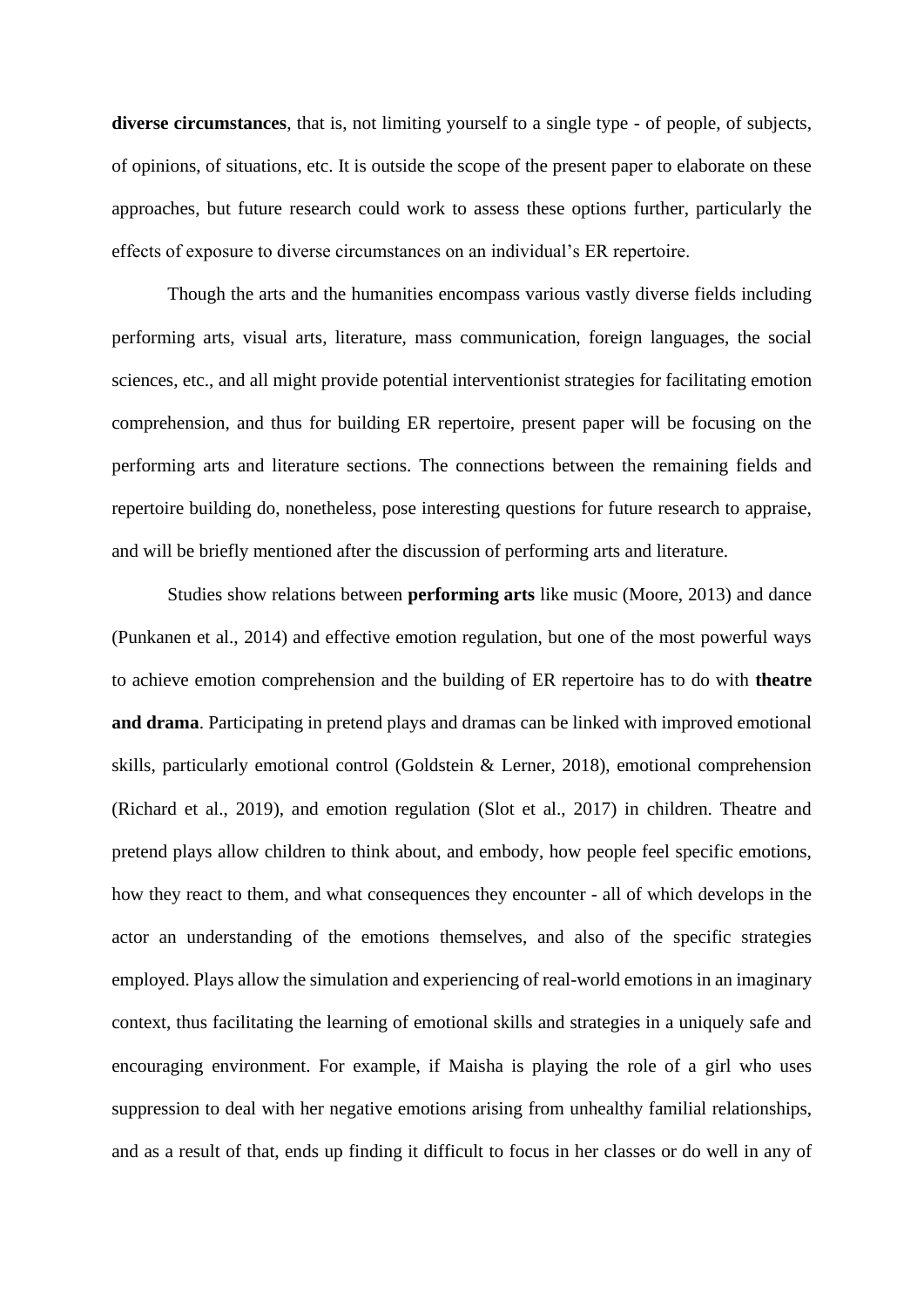**diverse circumstances**, that is, not limiting yourself to a single type - of people, of subjects, of opinions, of situations, etc. It is outside the scope of the present paper to elaborate on these approaches, but future research could work to assess these options further, particularly the effects of exposure to diverse circumstances on an individual's ER repertoire.

Though the arts and the humanities encompass various vastly diverse fields including performing arts, visual arts, literature, mass communication, foreign languages, the social sciences, etc., and all might provide potential interventionist strategies for facilitating emotion comprehension, and thus for building ER repertoire, present paper will be focusing on the performing arts and literature sections. The connections between the remaining fields and repertoire building do, nonetheless, pose interesting questions for future research to appraise, and will be briefly mentioned after the discussion of performing arts and literature.

Studies show relations between **performing arts** like music (Moore, 2013) and dance (Punkanen et al., 2014) and effective emotion regulation, but one of the most powerful ways to achieve emotion comprehension and the building of ER repertoire has to do with **theatre and drama**. Participating in pretend plays and dramas can be linked with improved emotional skills, particularly emotional control (Goldstein & Lerner, 2018), emotional comprehension (Richard et al., 2019), and emotion regulation (Slot et al., 2017) in children. Theatre and pretend plays allow children to think about, and embody, how people feel specific emotions, how they react to them, and what consequences they encounter - all of which develops in the actor an understanding of the emotions themselves, and also of the specific strategies employed. Plays allow the simulation and experiencing of real-world emotions in an imaginary context, thus facilitating the learning of emotional skills and strategies in a uniquely safe and encouraging environment. For example, if Maisha is playing the role of a girl who uses suppression to deal with her negative emotions arising from unhealthy familial relationships, and as a result of that, ends up finding it difficult to focus in her classes or do well in any of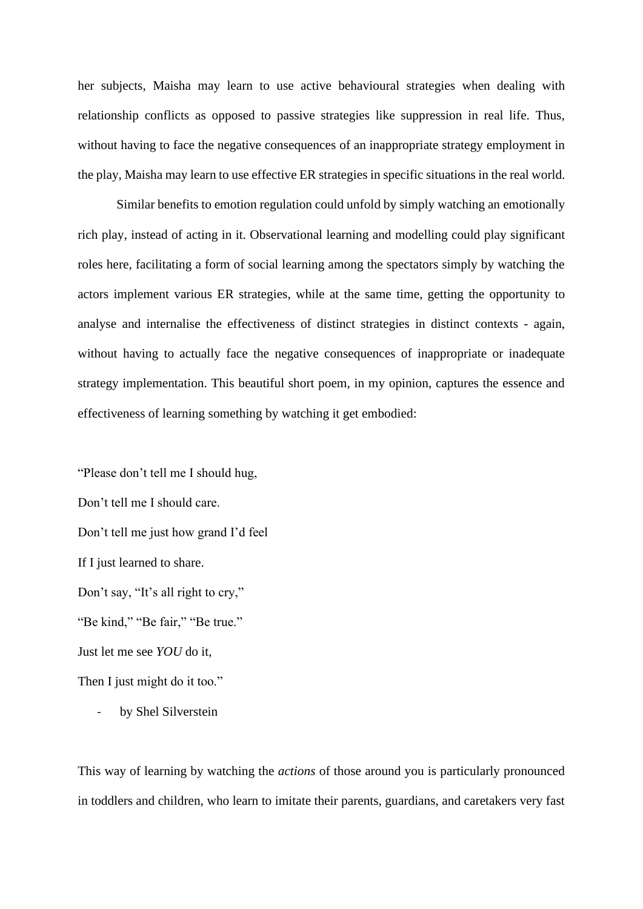her subjects, Maisha may learn to use active behavioural strategies when dealing with relationship conflicts as opposed to passive strategies like suppression in real life. Thus, without having to face the negative consequences of an inappropriate strategy employment in the play, Maisha may learn to use effective ER strategies in specific situations in the real world.

Similar benefits to emotion regulation could unfold by simply watching an emotionally rich play, instead of acting in it. Observational learning and modelling could play significant roles here, facilitating a form of social learning among the spectators simply by watching the actors implement various ER strategies, while at the same time, getting the opportunity to analyse and internalise the effectiveness of distinct strategies in distinct contexts - again, without having to actually face the negative consequences of inappropriate or inadequate strategy implementation. This beautiful short poem, in my opinion, captures the essence and effectiveness of learning something by watching it get embodied:

"Please don't tell me I should hug,
Don't tell me I should care.
Don't tell me just how grand I'd feel
If I just learned to share.
Don't say, "It's all right to cry,"
"Be kind," "Be fair," "Be true."
Just let me see *YOU* do it,
Then I just might do it too."

- by Shel Silverstein

This way of learning by watching the *actions* of those around you is particularly pronounced in toddlers and children, who learn to imitate their parents, guardians, and caretakers very fast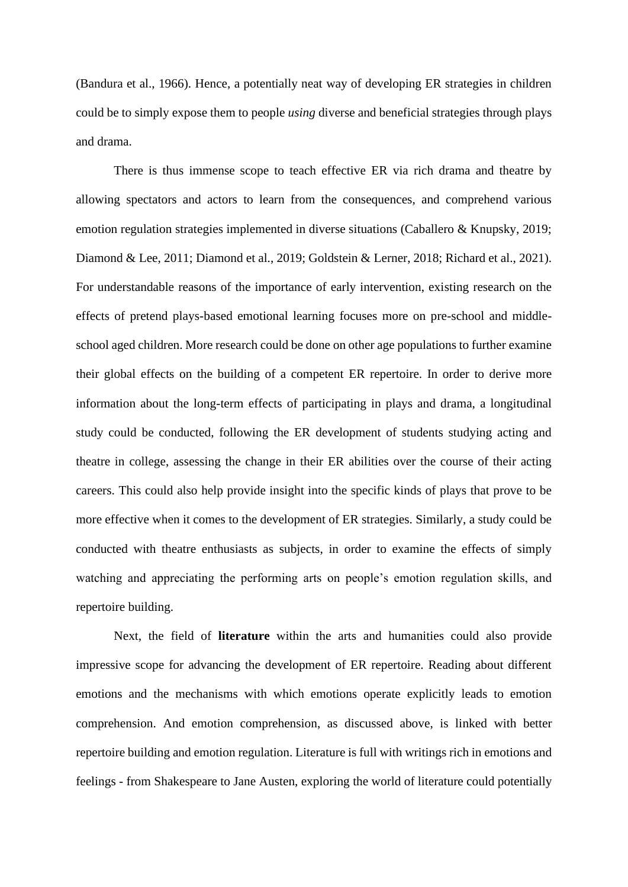(Bandura et al., 1966). Hence, a potentially neat way of developing ER strategies in children could be to simply expose them to people *using* diverse and beneficial strategies through plays and drama.

There is thus immense scope to teach effective ER via rich drama and theatre by allowing spectators and actors to learn from the consequences, and comprehend various emotion regulation strategies implemented in diverse situations (Caballero & Knupsky, 2019; Diamond & Lee, 2011; Diamond et al., 2019; Goldstein & Lerner, 2018; Richard et al., 2021). For understandable reasons of the importance of early intervention, existing research on the effects of pretend plays-based emotional learning focuses more on pre-school and middle-school aged children. More research could be done on other age populations to further examine their global effects on the building of a competent ER repertoire. In order to derive more information about the long-term effects of participating in plays and drama, a longitudinal study could be conducted, following the ER development of students studying acting and theatre in college, assessing the change in their ER abilities over the course of their acting careers. This could also help provide insight into the specific kinds of plays that prove to be more effective when it comes to the development of ER strategies. Similarly, a study could be conducted with theatre enthusiasts as subjects, in order to examine the effects of simply watching and appreciating the performing arts on people's emotion regulation skills, and repertoire building.

Next, the field of **literature** within the arts and humanities could also provide impressive scope for advancing the development of ER repertoire. Reading about different emotions and the mechanisms with which emotions operate explicitly leads to emotion comprehension. And emotion comprehension, as discussed above, is linked with better repertoire building and emotion regulation. Literature is full with writings rich in emotions and feelings - from Shakespeare to Jane Austen, exploring the world of literature could potentially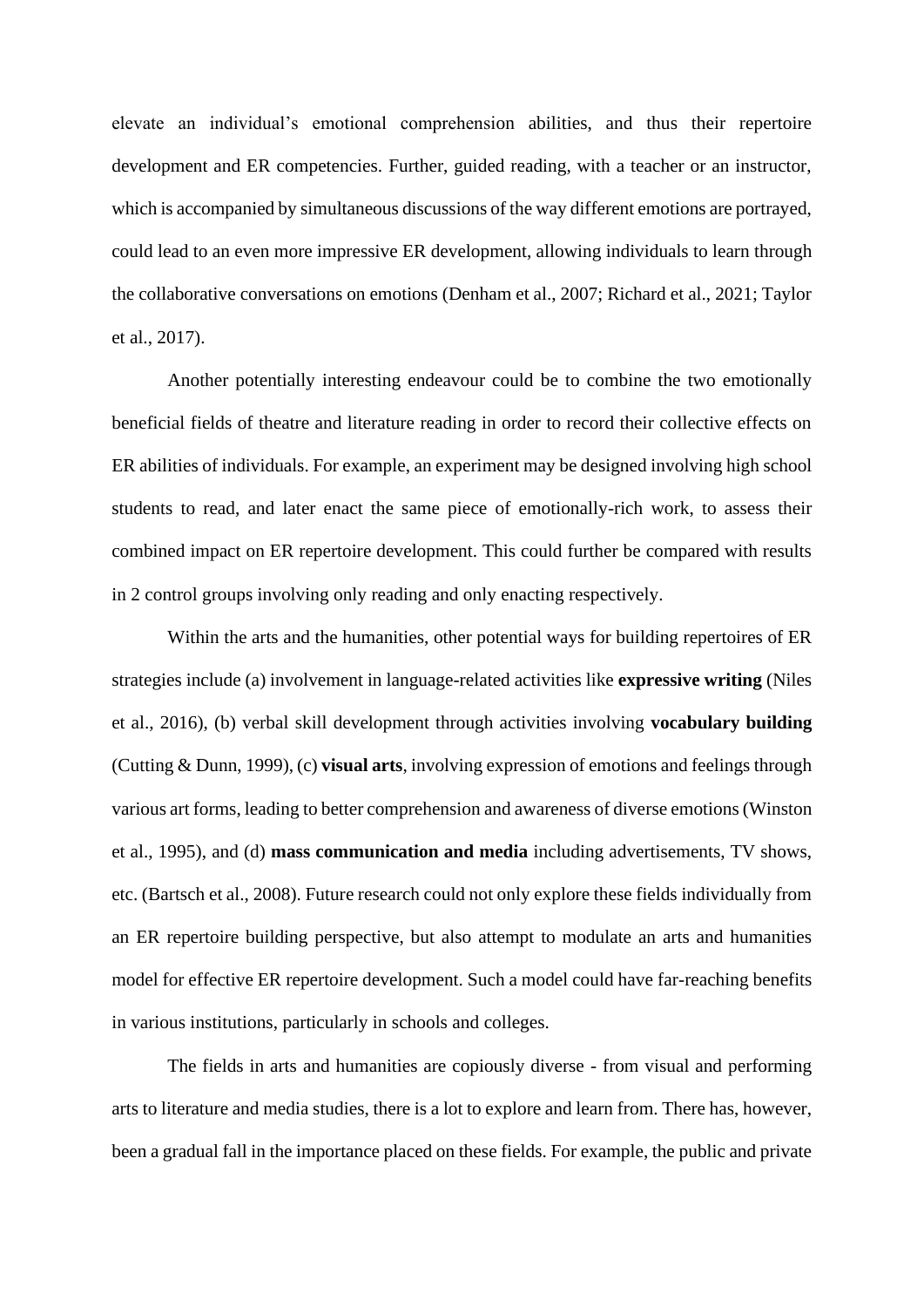elevate an individual's emotional comprehension abilities, and thus their repertoire development and ER competencies. Further, guided reading, with a teacher or an instructor, which is accompanied by simultaneous discussions of the way different emotions are portrayed, could lead to an even more impressive ER development, allowing individuals to learn through the collaborative conversations on emotions (Denham et al., 2007; Richard et al., 2021; Taylor et al., 2017).

Another potentially interesting endeavour could be to combine the two emotionally beneficial fields of theatre and literature reading in order to record their collective effects on ER abilities of individuals. For example, an experiment may be designed involving high school students to read, and later enact the same piece of emotionally-rich work, to assess their combined impact on ER repertoire development. This could further be compared with results in 2 control groups involving only reading and only enacting respectively.

Within the arts and the humanities, other potential ways for building repertoires of ER strategies include (a) involvement in language-related activities like **expressive writing** (Niles et al., 2016), (b) verbal skill development through activities involving **vocabulary building** (Cutting & Dunn, 1999), (c) **visual arts**, involving expression of emotions and feelings through various art forms, leading to better comprehension and awareness of diverse emotions (Winston et al., 1995), and (d) **mass communication and media** including advertisements, TV shows, etc. (Bartsch et al., 2008). Future research could not only explore these fields individually from an ER repertoire building perspective, but also attempt to modulate an arts and humanities model for effective ER repertoire development. Such a model could have far-reaching benefits in various institutions, particularly in schools and colleges.

The fields in arts and humanities are copiously diverse - from visual and performing arts to literature and media studies, there is a lot to explore and learn from. There has, however, been a gradual fall in the importance placed on these fields. For example, the public and private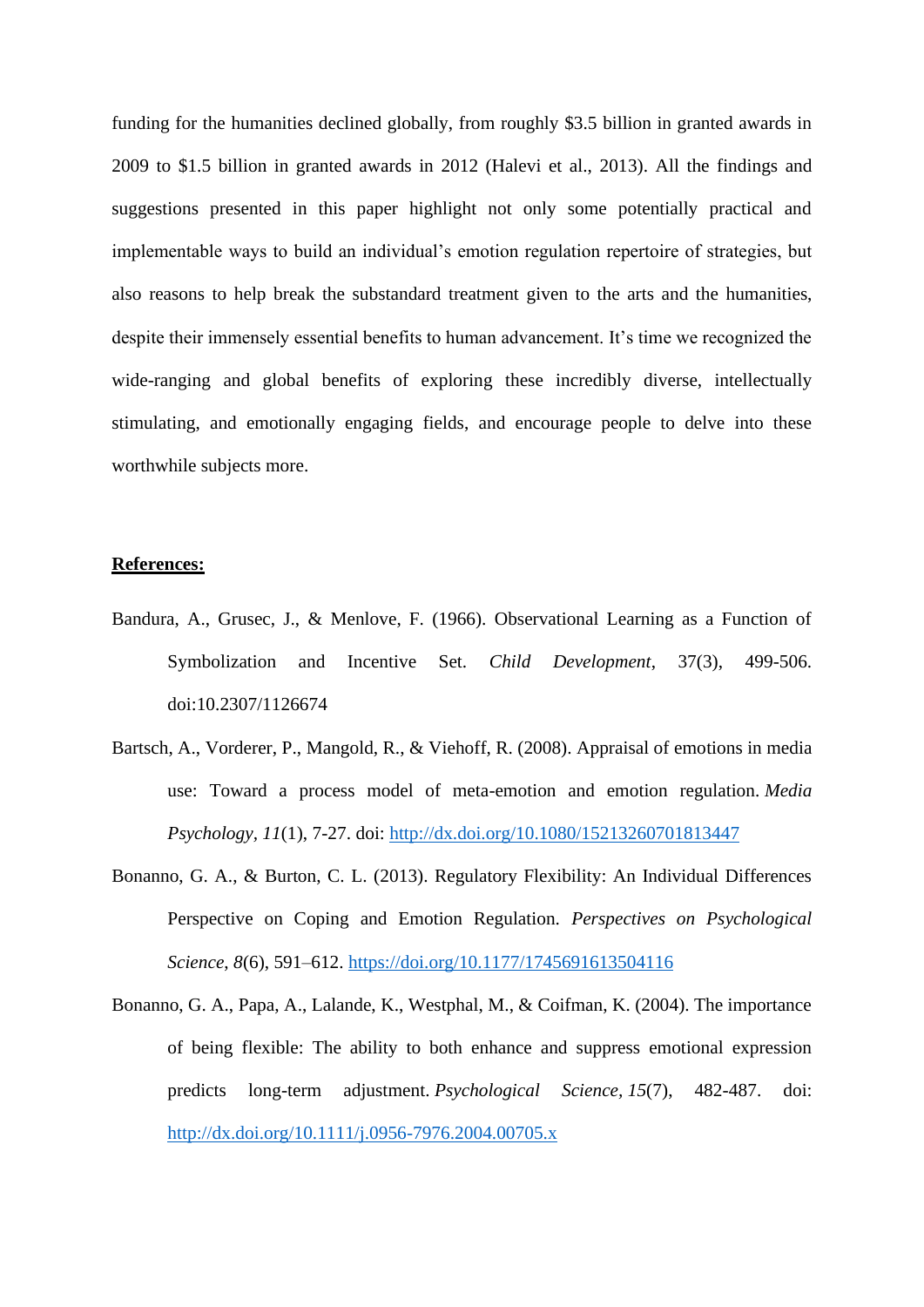funding for the humanities declined globally, from roughly $3.5 billion in granted awards in 2009 to $1.5 billion in granted awards in 2012 (Halevi et al., 2013). All the findings and suggestions presented in this paper highlight not only some potentially practical and implementable ways to build an individual's emotion regulation repertoire of strategies, but also reasons to help break the substandard treatment given to the arts and the humanities, despite their immensely essential benefits to human advancement. It's time we recognized the wide-ranging and global benefits of exploring these incredibly diverse, intellectually stimulating, and emotionally engaging fields, and encourage people to delve into these worthwhile subjects more.

**References:**

Bandura, A., Grusec, J., & Menlove, F. (1966). Observational Learning as a Function of Symbolization and Incentive Set. *Child Development*, 37(3), 499-506. doi:10.2307/1126674

Bartsch, A., Vorderer, P., Mangold, R., & Viehoff, R. (2008). Appraisal of emotions in media use: Toward a process model of meta-emotion and emotion regulation. *Media Psychology*, *11*(1), 7-27. doi: http://dx.doi.org/10.1080/15213260701813447

Bonanno, G. A., & Burton, C. L. (2013). Regulatory Flexibility: An Individual Differences Perspective on Coping and Emotion Regulation. *Perspectives on Psychological Science, 8*(6), 591–612. https://doi.org/10.1177/1745691613504116

Bonanno, G. A., Papa, A., Lalande, K., Westphal, M., & Coifman, K. (2004). The importance of being flexible: The ability to both enhance and suppress emotional expression predicts long-term adjustment. *Psychological Science*, *15*(7), 482-487. doi: http://dx.doi.org/10.1111/j.0956-7976.2004.00705.x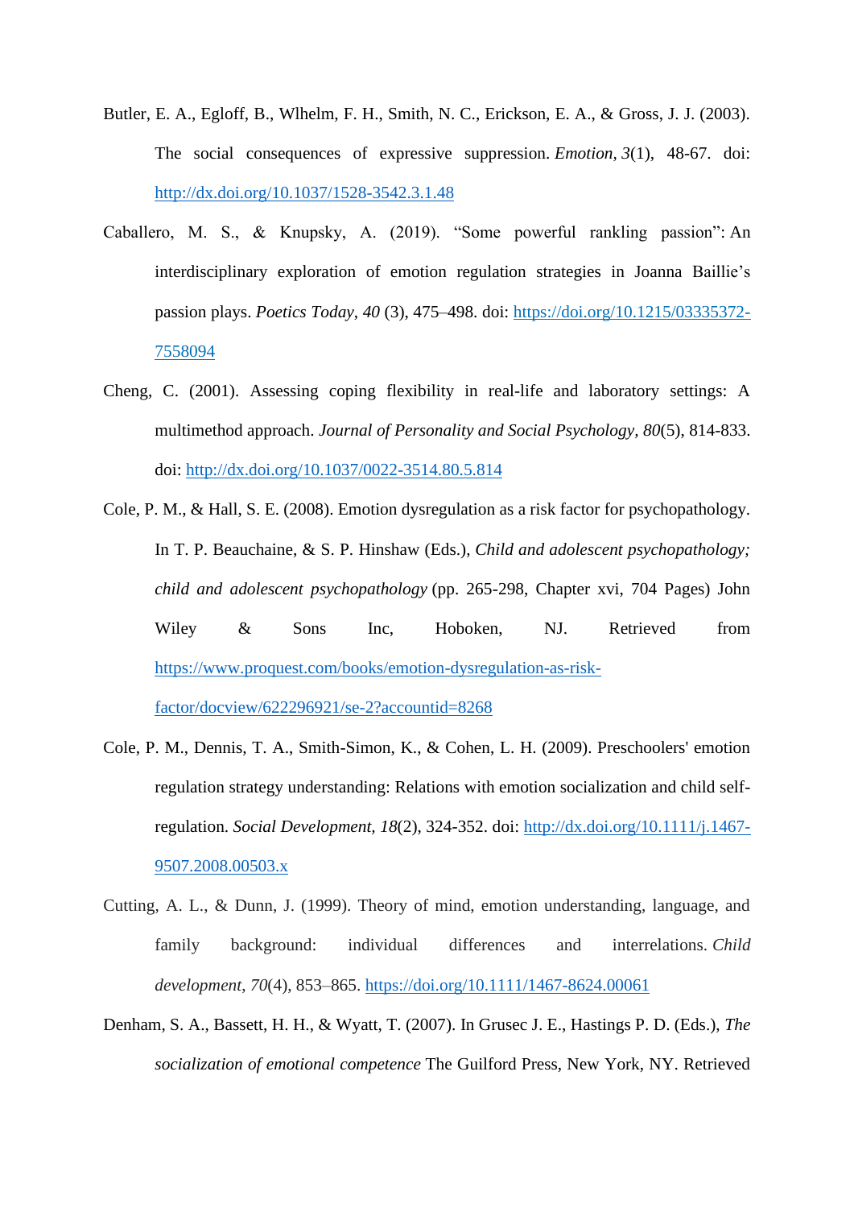Butler, E. A., Egloff, B., Wlhelm, F. H., Smith, N. C., Erickson, E. A., & Gross, J. J. (2003). The social consequences of expressive suppression. *Emotion, 3*(1), 48-67. doi: http://dx.doi.org/10.1037/1528-3542.3.1.48

Caballero, M. S., & Knupsky, A. (2019). "Some powerful rankling passion": An interdisciplinary exploration of emotion regulation strategies in Joanna Baillie's passion plays. *Poetics Today*, *40* (3), 475–498. doi: https://doi.org/10.1215/03335372-7558094

Cheng, C. (2001). Assessing coping flexibility in real-life and laboratory settings: A multimethod approach. *Journal of Personality and Social Psychology, 80*(5), 814-833. doi: http://dx.doi.org/10.1037/0022-3514.80.5.814

Cole, P. M., & Hall, S. E. (2008). Emotion dysregulation as a risk factor for psychopathology. In T. P. Beauchaine, & S. P. Hinshaw (Eds.), *Child and adolescent psychopathology; child and adolescent psychopathology* (pp. 265-298, Chapter xvi, 704 Pages) John Wiley & Sons Inc, Hoboken, NJ. Retrieved from https://www.proquest.com/books/emotion-dysregulation-as-risk-factor/docview/622296921/se-2?accountid=8268

Cole, P. M., Dennis, T. A., Smith-Simon, K., & Cohen, L. H. (2009). Preschoolers' emotion regulation strategy understanding: Relations with emotion socialization and child self-regulation. *Social Development, 18*(2), 324-352. doi: http://dx.doi.org/10.1111/j.1467-9507.2008.00503.x

Cutting, A. L., & Dunn, J. (1999). Theory of mind, emotion understanding, language, and family background: individual differences and interrelations. *Child development*, *70*(4), 853–865. https://doi.org/10.1111/1467-8624.00061

Denham, S. A., Bassett, H. H., & Wyatt, T. (2007). In Grusec J. E., Hastings P. D. (Eds.), *The socialization of emotional competence* The Guilford Press, New York, NY. Retrieved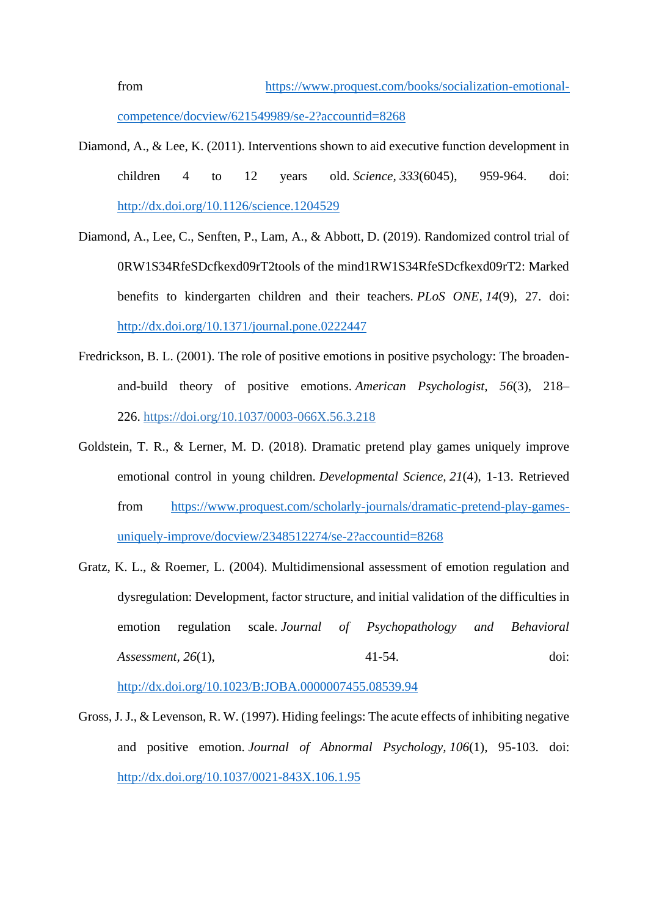from https://www.proquest.com/books/socialization-emotional-competence/docview/621549989/se-2?accountid=8268

Diamond, A., & Lee, K. (2011). Interventions shown to aid executive function development in children 4 to 12 years old. *Science, 333*(6045), 959-964. doi: http://dx.doi.org/10.1126/science.1204529

Diamond, A., Lee, C., Senften, P., Lam, A., & Abbott, D. (2019). Randomized control trial of 0RW1S34RfeSDcfkexd09rT2tools of the mind1RW1S34RfeSDcfkexd09rT2: Marked benefits to kindergarten children and their teachers. *PLoS ONE, 14*(9), 27. doi: http://dx.doi.org/10.1371/journal.pone.0222447

Fredrickson, B. L. (2001). The role of positive emotions in positive psychology: The broaden-and-build theory of positive emotions. *American Psychologist, 56*(3), 218–226. https://doi.org/10.1037/0003-066X.56.3.218

Goldstein, T. R., & Lerner, M. D. (2018). Dramatic pretend play games uniquely improve emotional control in young children. *Developmental Science, 21*(4), 1-13. Retrieved from https://www.proquest.com/scholarly-journals/dramatic-pretend-play-games-uniquely-improve/docview/2348512274/se-2?accountid=8268

Gratz, K. L., & Roemer, L. (2004). Multidimensional assessment of emotion regulation and dysregulation: Development, factor structure, and initial validation of the difficulties in emotion regulation scale. *Journal of Psychopathology and Behavioral Assessment, 26*(1), 41-54. doi: http://dx.doi.org/10.1023/B:JOBA.0000007455.08539.94

Gross, J. J., & Levenson, R. W. (1997). Hiding feelings: The acute effects of inhibiting negative and positive emotion. *Journal of Abnormal Psychology, 106*(1), 95-103. doi: http://dx.doi.org/10.1037/0021-843X.106.1.95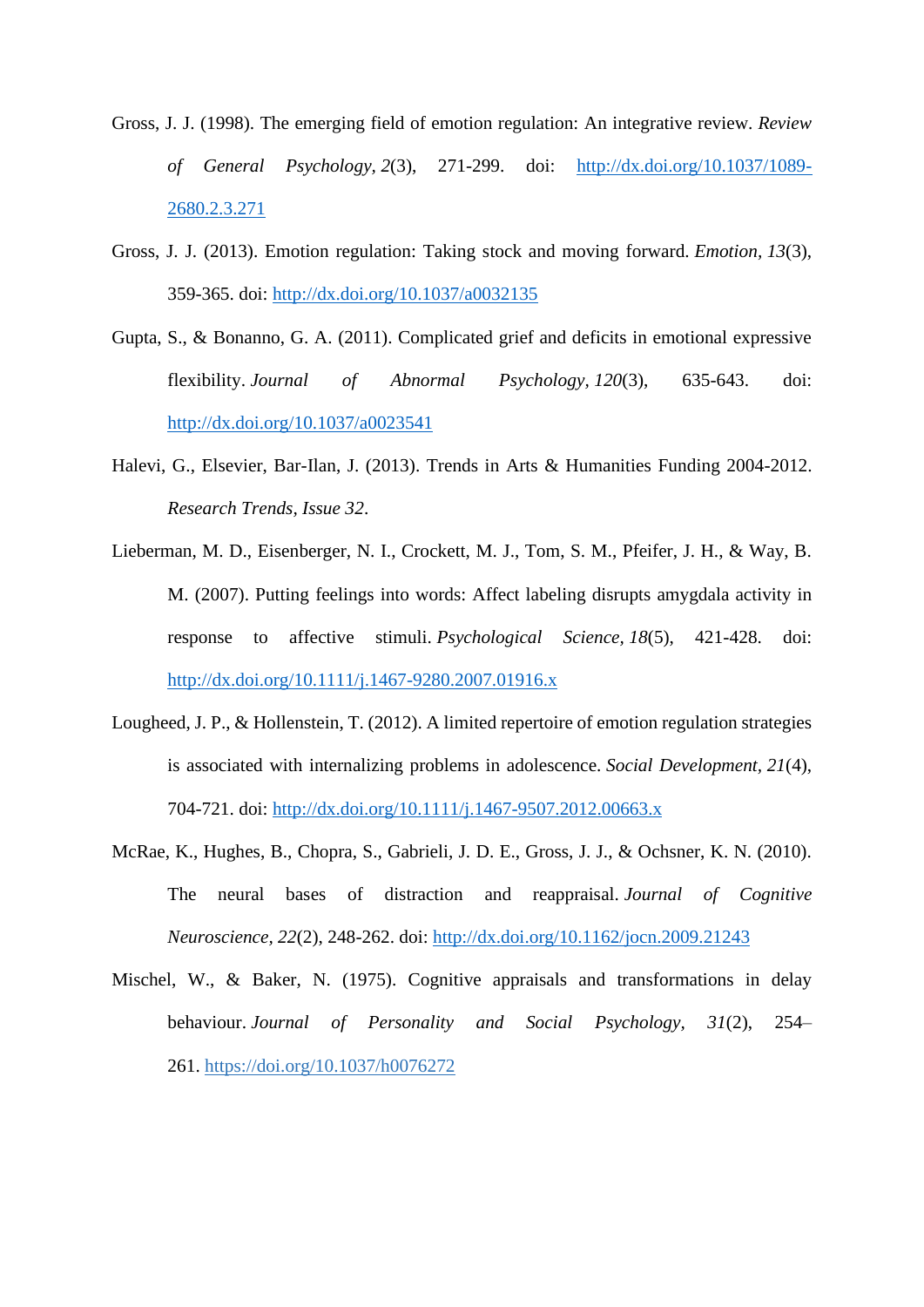Gross, J. J. (1998). The emerging field of emotion regulation: An integrative review. *Review of General Psychology*, *2*(3), 271-299. doi: http://dx.doi.org/10.1037/1089-2680.2.3.271

Gross, J. J. (2013). Emotion regulation: Taking stock and moving forward. *Emotion*, *13*(3), 359-365. doi: http://dx.doi.org/10.1037/a0032135

Gupta, S., & Bonanno, G. A. (2011). Complicated grief and deficits in emotional expressive flexibility. *Journal of Abnormal Psychology*, *120*(3), 635-643. doi: http://dx.doi.org/10.1037/a0023541

Halevi, G., Elsevier, Bar-Ilan, J. (2013). Trends in Arts & Humanities Funding 2004-2012. *Research Trends, Issue 32*.

Lieberman, M. D., Eisenberger, N. I., Crockett, M. J., Tom, S. M., Pfeifer, J. H., & Way, B. M. (2007). Putting feelings into words: Affect labeling disrupts amygdala activity in response to affective stimuli. *Psychological Science*, *18*(5), 421-428. doi: http://dx.doi.org/10.1111/j.1467-9280.2007.01916.x

Lougheed, J. P., & Hollenstein, T. (2012). A limited repertoire of emotion regulation strategies is associated with internalizing problems in adolescence. *Social Development*, *21*(4), 704-721. doi: http://dx.doi.org/10.1111/j.1467-9507.2012.00663.x

McRae, K., Hughes, B., Chopra, S., Gabrieli, J. D. E., Gross, J. J., & Ochsner, K. N. (2010). The neural bases of distraction and reappraisal. *Journal of Cognitive Neuroscience*, *22*(2), 248-262. doi: http://dx.doi.org/10.1162/jocn.2009.21243

Mischel, W., & Baker, N. (1975). Cognitive appraisals and transformations in delay behaviour. *Journal of Personality and Social Psychology*, *31*(2), 254–261. https://doi.org/10.1037/h0076272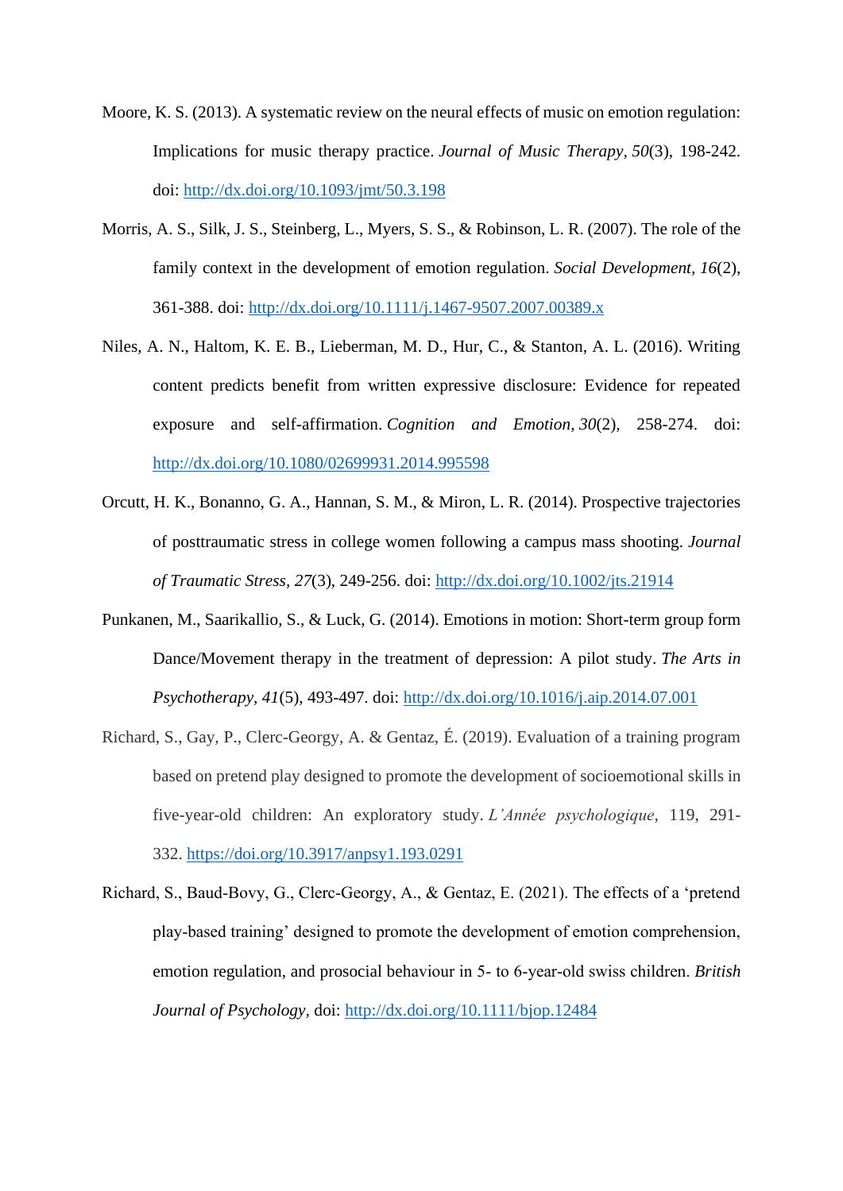Moore, K. S. (2013). A systematic review on the neural effects of music on emotion regulation: Implications for music therapy practice. *Journal of Music Therapy*, *50*(3), 198-242. doi: http://dx.doi.org/10.1093/jmt/50.3.198

Morris, A. S., Silk, J. S., Steinberg, L., Myers, S. S., & Robinson, L. R. (2007). The role of the family context in the development of emotion regulation. *Social Development*, *16*(2), 361-388. doi: http://dx.doi.org/10.1111/j.1467-9507.2007.00389.x

Niles, A. N., Haltom, K. E. B., Lieberman, M. D., Hur, C., & Stanton, A. L. (2016). Writing content predicts benefit from written expressive disclosure: Evidence for repeated exposure and self-affirmation. *Cognition and Emotion*, *30*(2), 258-274. doi: http://dx.doi.org/10.1080/02699931.2014.995598

Orcutt, H. K., Bonanno, G. A., Hannan, S. M., & Miron, L. R. (2014). Prospective trajectories of posttraumatic stress in college women following a campus mass shooting. *Journal of Traumatic Stress*, *27*(3), 249-256. doi: http://dx.doi.org/10.1002/jts.21914

Punkanen, M., Saarikallio, S., & Luck, G. (2014). Emotions in motion: Short-term group form Dance/Movement therapy in the treatment of depression: A pilot study. *The Arts in Psychotherapy*, *41*(5), 493-497. doi: http://dx.doi.org/10.1016/j.aip.2014.07.001

Richard, S., Gay, P., Clerc-Georgy, A. & Gentaz, É. (2019). Evaluation of a training program based on pretend play designed to promote the development of socioemotional skills in five-year-old children: An exploratory study. *L'Année psychologique*, 119, 291-332. https://doi.org/10.3917/anpsy1.193.0291

Richard, S., Baud-Bovy, G., Clerc-Georgy, A., & Gentaz, E. (2021). The effects of a 'pretend play-based training' designed to promote the development of emotion comprehension, emotion regulation, and prosocial behaviour in 5- to 6-year-old swiss children. *British Journal of Psychology*, doi: http://dx.doi.org/10.1111/bjop.12484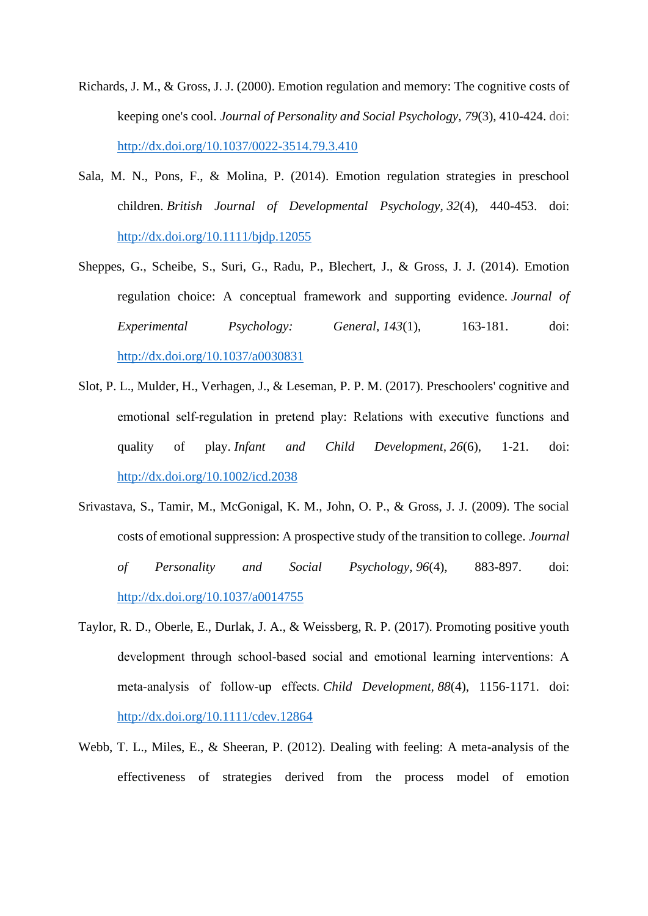Richards, J. M., & Gross, J. J. (2000). Emotion regulation and memory: The cognitive costs of keeping one's cool. *Journal of Personality and Social Psychology*, *79*(3), 410-424. doi: http://dx.doi.org/10.1037/0022-3514.79.3.410

Sala, M. N., Pons, F., & Molina, P. (2014). Emotion regulation strategies in preschool children. *British Journal of Developmental Psychology*, *32*(4), 440-453. doi: http://dx.doi.org/10.1111/bjdp.12055

Sheppes, G., Scheibe, S., Suri, G., Radu, P., Blechert, J., & Gross, J. J. (2014). Emotion regulation choice: A conceptual framework and supporting evidence. *Journal of Experimental Psychology: General*, *143*(1), 163-181. doi: http://dx.doi.org/10.1037/a0030831

Slot, P. L., Mulder, H., Verhagen, J., & Leseman, P. P. M. (2017). Preschoolers' cognitive and emotional self-regulation in pretend play: Relations with executive functions and quality of play. *Infant and Child Development*, *26*(6), 1-21. doi: http://dx.doi.org/10.1002/icd.2038

Srivastava, S., Tamir, M., McGonigal, K. M., John, O. P., & Gross, J. J. (2009). The social costs of emotional suppression: A prospective study of the transition to college. *Journal of Personality and Social Psychology*, *96*(4), 883-897. doi: http://dx.doi.org/10.1037/a0014755

Taylor, R. D., Oberle, E., Durlak, J. A., & Weissberg, R. P. (2017). Promoting positive youth development through school-based social and emotional learning interventions: A meta-analysis of follow-up effects. *Child Development*, *88*(4), 1156-1171. doi: http://dx.doi.org/10.1111/cdev.12864

Webb, T. L., Miles, E., & Sheeran, P. (2012). Dealing with feeling: A meta-analysis of the effectiveness of strategies derived from the process model of emotion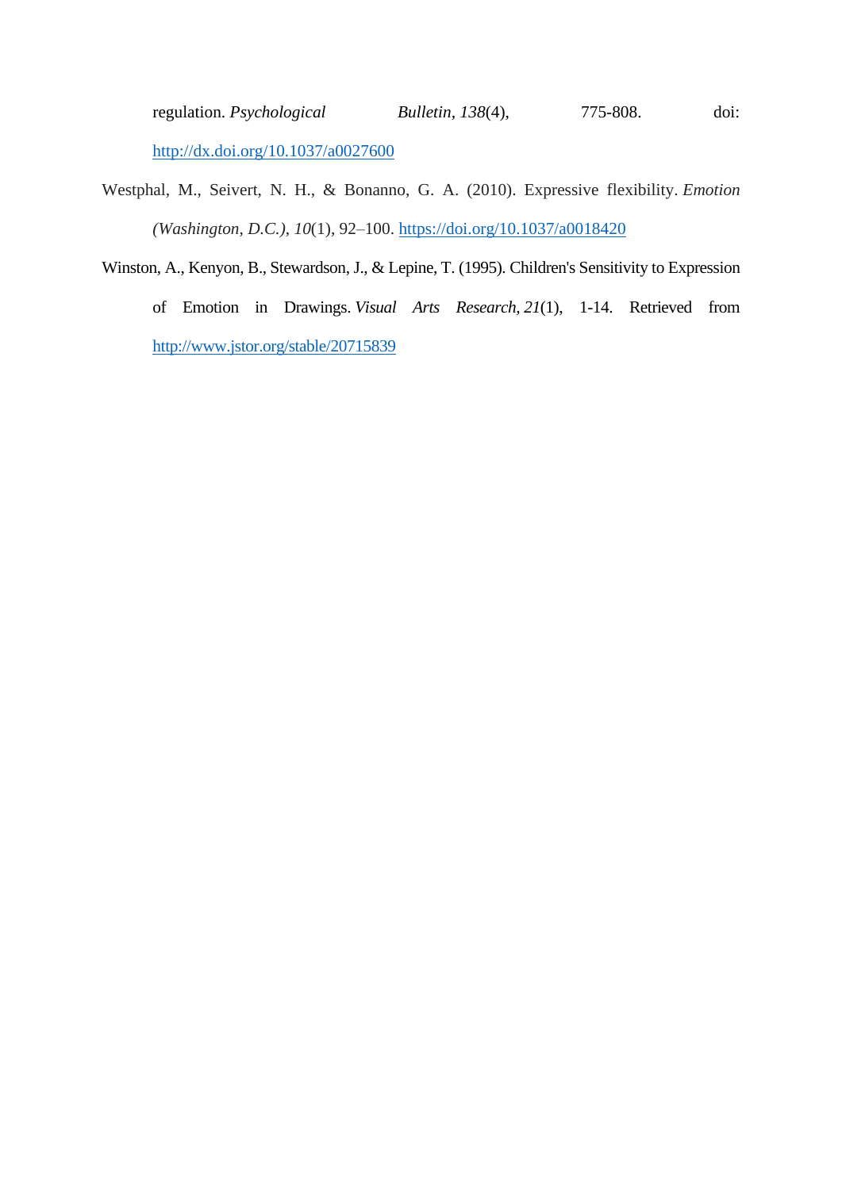regulation. *Psychological Bulletin*, *138*(4), 775-808. doi: http://dx.doi.org/10.1037/a0027600

Westphal, M., Seivert, N. H., & Bonanno, G. A. (2010). Expressive flexibility. *Emotion (Washington, D.C.)*, *10*(1), 92–100. https://doi.org/10.1037/a0018420

Winston, A., Kenyon, B., Stewardson, J., & Lepine, T. (1995). Children's Sensitivity to Expression of Emotion in Drawings. *Visual Arts Research, 21*(1), 1-14. Retrieved from http://www.jstor.org/stable/20715839